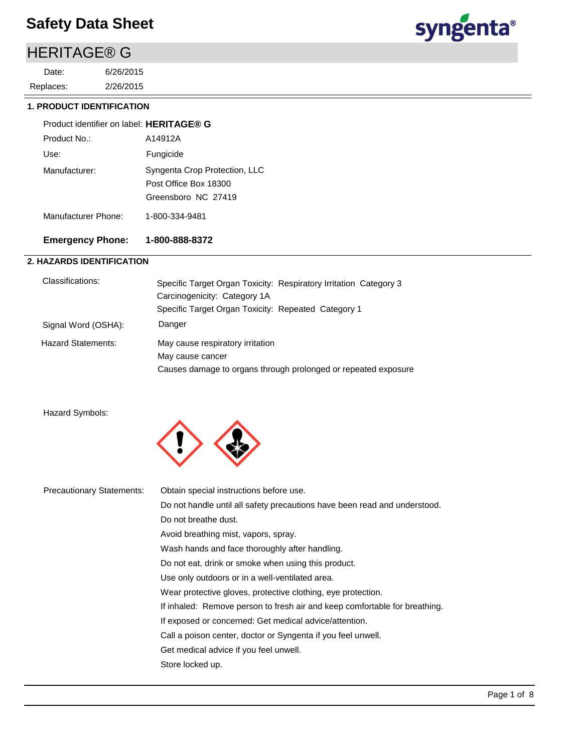# Safety Data Sheet

## HERITAGE® G

Date: 6/26/2015

Replaces: 2/26/2015

### 1. PRODUCT IDENTIFICATION

Product identifier on label: **HERITAGE® G**

Product No.: A14912A

Use: Fungicide

Manufacturer: Syngenta Crop Protection, LLC
Post Office Box 18300
Greensboro NC 27419

Manufacturer Phone: 1-800-334-9481

**Emergency Phone: 1-800-888-8372**

### 2. HAZARDS IDENTIFICATION

Classifications:
- Specific Target Organ Toxicity: Respiratory Irritation Category 3
- Carcinogenicity: Category 1A
- Specific Target Organ Toxicity: Repeated Category 1

Signal Word (OSHA): Danger

Hazard Statements:
- May cause respiratory irritation
- May cause cancer
- Causes damage to organs through prolonged or repeated exposure

Hazard Symbols:

Precautionary Statements:
- Obtain special instructions before use.
- Do not handle until all safety precautions have been read and understood.
- Do not breathe dust.
- Avoid breathing mist, vapors, spray.
- Wash hands and face thoroughly after handling.
- Do not eat, drink or smoke when using this product.
- Use only outdoors or in a well-ventilated area.
- Wear protective gloves, protective clothing, eye protection.
- If inhaled: Remove person to fresh air and keep comfortable for breathing.
- If exposed or concerned: Get medical advice/attention.
- Call a poison center, doctor or Syngenta if you feel unwell.
- Get medical advice if you feel unwell.
- Store locked up.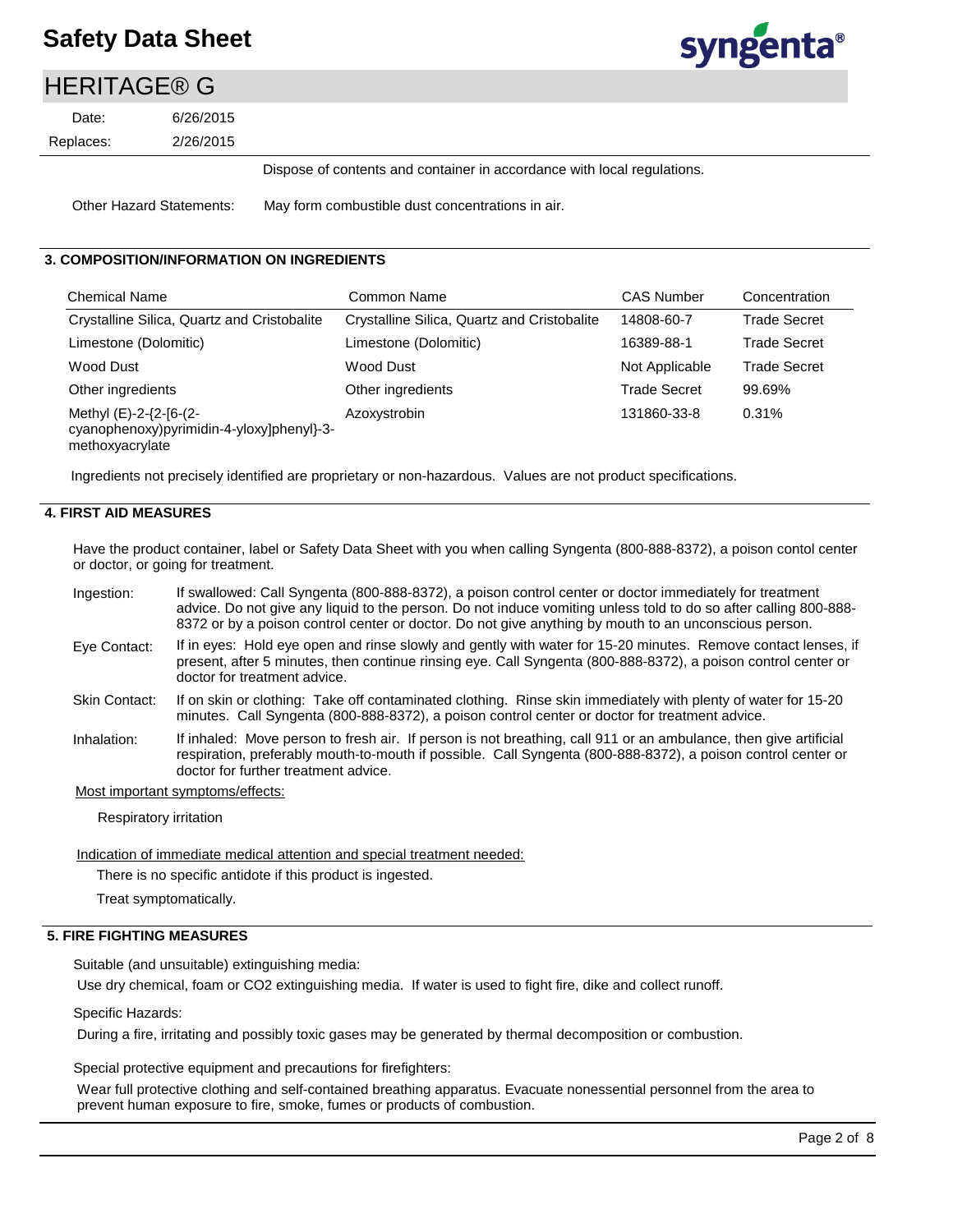Dispose of contents and container in accordance with local regulations.

Other Hazard Statements: May form combustible dust concentrations in air.

## 3. COMPOSITION/INFORMATION ON INGREDIENTS

| Chemical Name | Common Name | CAS Number | Concentration |
|---|---|---|---|
| Crystalline Silica, Quartz and Cristobalite | Crystalline Silica, Quartz and Cristobalite | 14808-60-7 | Trade Secret |
| Limestone (Dolomitic) | Limestone (Dolomitic) | 16389-88-1 | Trade Secret |
| Wood Dust | Wood Dust | Not Applicable | Trade Secret |
| Other ingredients | Other ingredients | Trade Secret | 99.69% |
| Methyl (E)-2-{2-[6-(2-cyanophenoxy)pyrimidin-4-yloxy]phenyl}-3-methoxyacrylate | Azoxystrobin | 131860-33-8 | 0.31% |

Ingredients not precisely identified are proprietary or non-hazardous. Values are not product specifications.

## 4. FIRST AID MEASURES

Have the product container, label or Safety Data Sheet with you when calling Syngenta (800-888-8372), a poison contol center or doctor, or going for treatment.

Ingestion: If swallowed: Call Syngenta (800-888-8372), a poison control center or doctor immediately for treatment advice. Do not give any liquid to the person. Do not induce vomiting unless told to do so after calling 800-888-8372 or by a poison control center or doctor. Do not give anything by mouth to an unconscious person.

Eye Contact: If in eyes: Hold eye open and rinse slowly and gently with water for 15-20 minutes. Remove contact lenses, if present, after 5 minutes, then continue rinsing eye. Call Syngenta (800-888-8372), a poison control center or doctor for treatment advice.

Skin Contact: If on skin or clothing: Take off contaminated clothing. Rinse skin immediately with plenty of water for 15-20 minutes. Call Syngenta (800-888-8372), a poison control center or doctor for treatment advice.

Inhalation: If inhaled: Move person to fresh air. If person is not breathing, call 911 or an ambulance, then give artificial respiration, preferably mouth-to-mouth if possible. Call Syngenta (800-888-8372), a poison control center or doctor for further treatment advice.

Most important symptoms/effects:

Respiratory irritation

Indication of immediate medical attention and special treatment needed:

There is no specific antidote if this product is ingested.

Treat symptomatically.

## 5. FIRE FIGHTING MEASURES

Suitable (and unsuitable) extinguishing media:

Use dry chemical, foam or $CO_2$ extinguishing media. If water is used to fight fire, dike and collect runoff.

Specific Hazards:

During a fire, irritating and possibly toxic gases may be generated by thermal decomposition or combustion.

Special protective equipment and precautions for firefighters:

Wear full protective clothing and self-contained breathing apparatus. Evacuate nonessential personnel from the area to prevent human exposure to fire, smoke, fumes or products of combustion.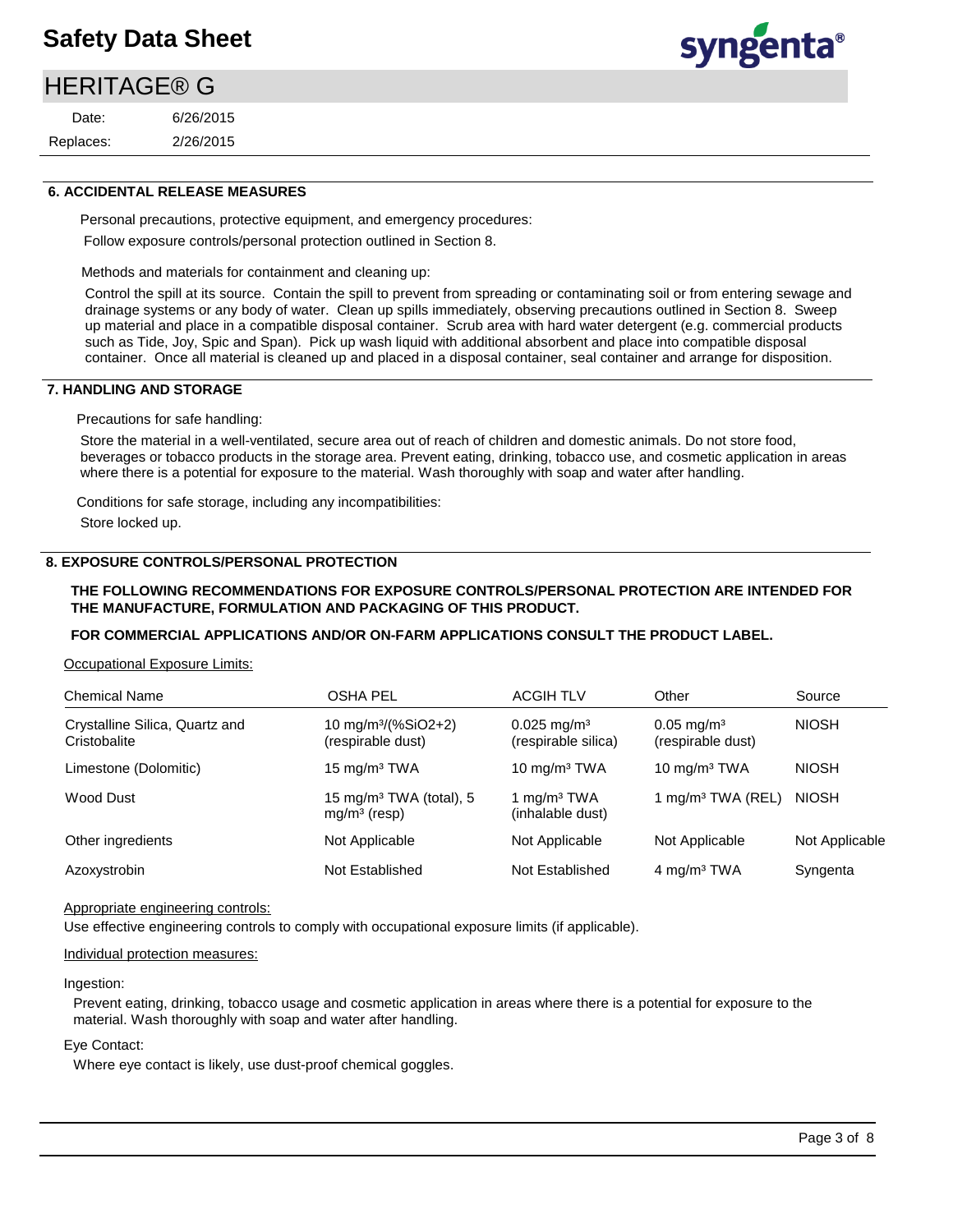## 6. ACCIDENTAL RELEASE MEASURES

Personal precautions, protective equipment, and emergency procedures:

Follow exposure controls/personal protection outlined in Section 8.

Methods and materials for containment and cleaning up:

Control the spill at its source. Contain the spill to prevent from spreading or contaminating soil or from entering sewage and drainage systems or any body of water. Clean up spills immediately, observing precautions outlined in Section 8. Sweep up material and place in a compatible disposal container. Scrub area with hard water detergent (e.g. commercial products such as Tide, Joy, Spic and Span). Pick up wash liquid with additional absorbent and place into compatible disposal container. Once all material is cleaned up and placed in a disposal container, seal container and arrange for disposition.

## 7. HANDLING AND STORAGE

Precautions for safe handling:

Store the material in a well-ventilated, secure area out of reach of children and domestic animals. Do not store food, beverages or tobacco products in the storage area. Prevent eating, drinking, tobacco use, and cosmetic application in areas where there is a potential for exposure to the material. Wash thoroughly with soap and water after handling.

Conditions for safe storage, including any incompatibilities:

Store locked up.

## 8. EXPOSURE CONTROLS/PERSONAL PROTECTION

**THE FOLLOWING RECOMMENDATIONS FOR EXPOSURE CONTROLS/PERSONAL PROTECTION ARE INTENDED FOR THE MANUFACTURE, FORMULATION AND PACKAGING OF THIS PRODUCT.**

**FOR COMMERCIAL APPLICATIONS AND/OR ON-FARM APPLICATIONS CONSULT THE PRODUCT LABEL.**

Occupational Exposure Limits:

| Chemical Name | OSHA PEL | ACGIH TLV | Other | Source |
|---|---|---|---|---|
| Crystalline Silica, Quartz and Cristobalite | 10 $mg/m^3$/(%$SiO_2$+2) (respirable dust) | 0.025 $mg/m^3$ (respirable silica) | 0.05 $mg/m^3$ (respirable dust) | NIOSH |
| Limestone (Dolomitic) | 15 $mg/m^3$ TWA | 10 $mg/m^3$ TWA | 10 $mg/m^3$ TWA | NIOSH |
| Wood Dust | 15 $mg/m^3$ TWA (total), 5 $mg/m^3$ (resp) | 1 $mg/m^3$ TWA (inhalable dust) | 1 $mg/m^3$ TWA (REL) | NIOSH |
| Other ingredients | Not Applicable | Not Applicable | Not Applicable | Not Applicable |
| Azoxystrobin | Not Established | Not Established | 4 $mg/m^3$ TWA | Syngenta |

Appropriate engineering controls:

Use effective engineering controls to comply with occupational exposure limits (if applicable).

Individual protection measures:

Ingestion:

Prevent eating, drinking, tobacco usage and cosmetic application in areas where there is a potential for exposure to the material. Wash thoroughly with soap and water after handling.

Eye Contact:

Where eye contact is likely, use dust-proof chemical goggles.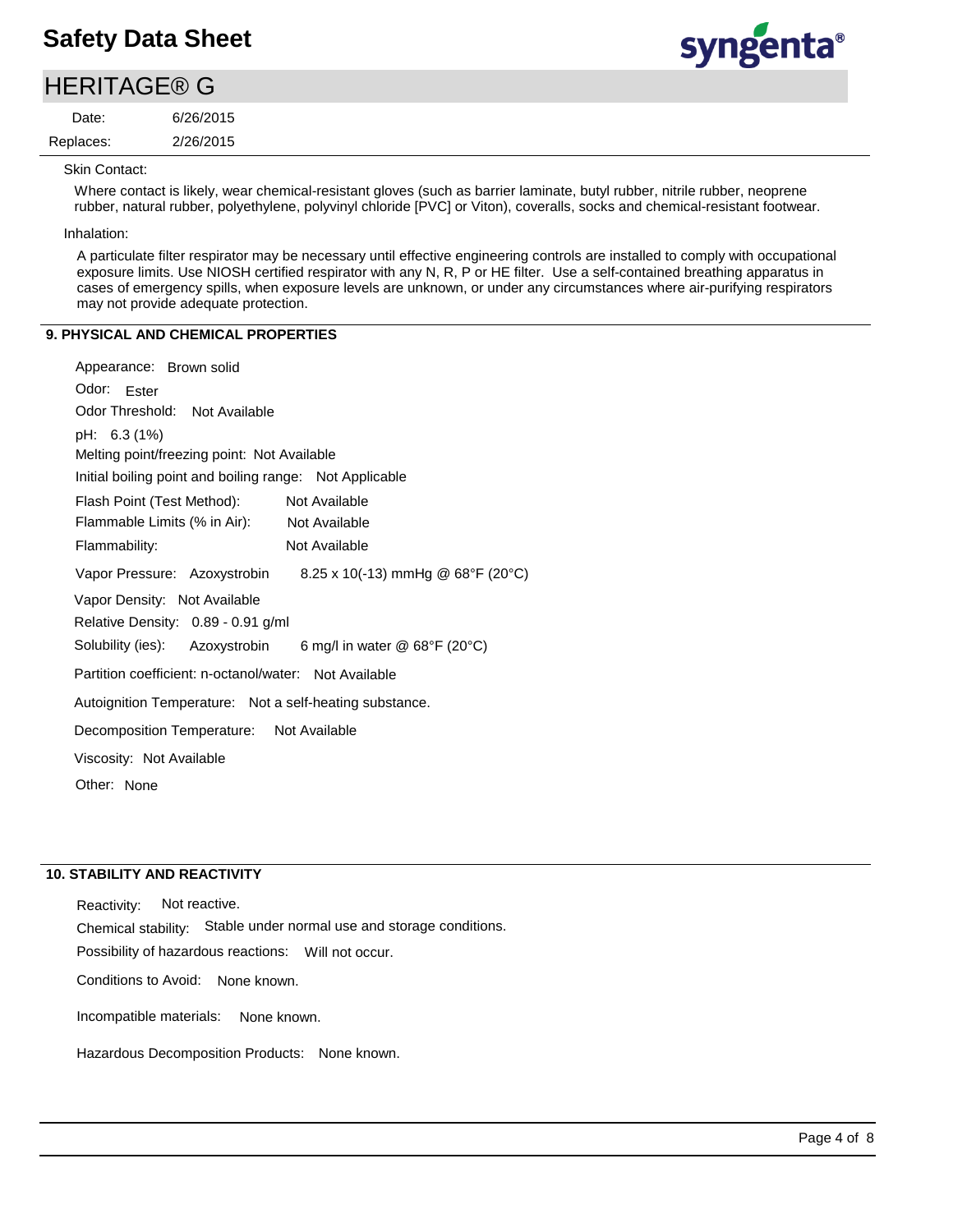Skin Contact:

Where contact is likely, wear chemical-resistant gloves (such as barrier laminate, butyl rubber, nitrile rubber, neoprene rubber, natural rubber, polyethylene, polyvinyl chloride [PVC] or Viton), coveralls, socks and chemical-resistant footwear.

Inhalation:

A particulate filter respirator may be necessary until effective engineering controls are installed to comply with occupational exposure limits. Use NIOSH certified respirator with any N, R, P or HE filter. Use a self-contained breathing apparatus in cases of emergency spills, when exposure levels are unknown, or under any circumstances where air-purifying respirators may not provide adequate protection.

## 9. PHYSICAL AND CHEMICAL PROPERTIES

Appearance: Brown solid

Odor: Ester

Odor Threshold: Not Available

pH: 6.3 (1%)

Melting point/freezing point: Not Available

Initial boiling point and boiling range: Not Applicable

Flash Point (Test Method): Not Available

Flammable Limits (% in Air): Not Available

Flammability: Not Available

Vapor Pressure: Azoxystrobin 8.25 x 10(-13) mmHg @ 68°F (20°C)

Vapor Density: Not Available

Relative Density: 0.89 - 0.91 g/ml

Solubility (ies): Azoxystrobin 6 mg/l in water @ 68°F (20°C)

Partition coefficient: n-octanol/water: Not Available

Autoignition Temperature: Not a self-heating substance.

Decomposition Temperature: Not Available

Viscosity: Not Available

Other: None

## 10. STABILITY AND REACTIVITY

Reactivity: Not reactive.

Chemical stability: Stable under normal use and storage conditions.

Possibility of hazardous reactions: Will not occur.

Conditions to Avoid: None known.

Incompatible materials: None known.

Hazardous Decomposition Products: None known.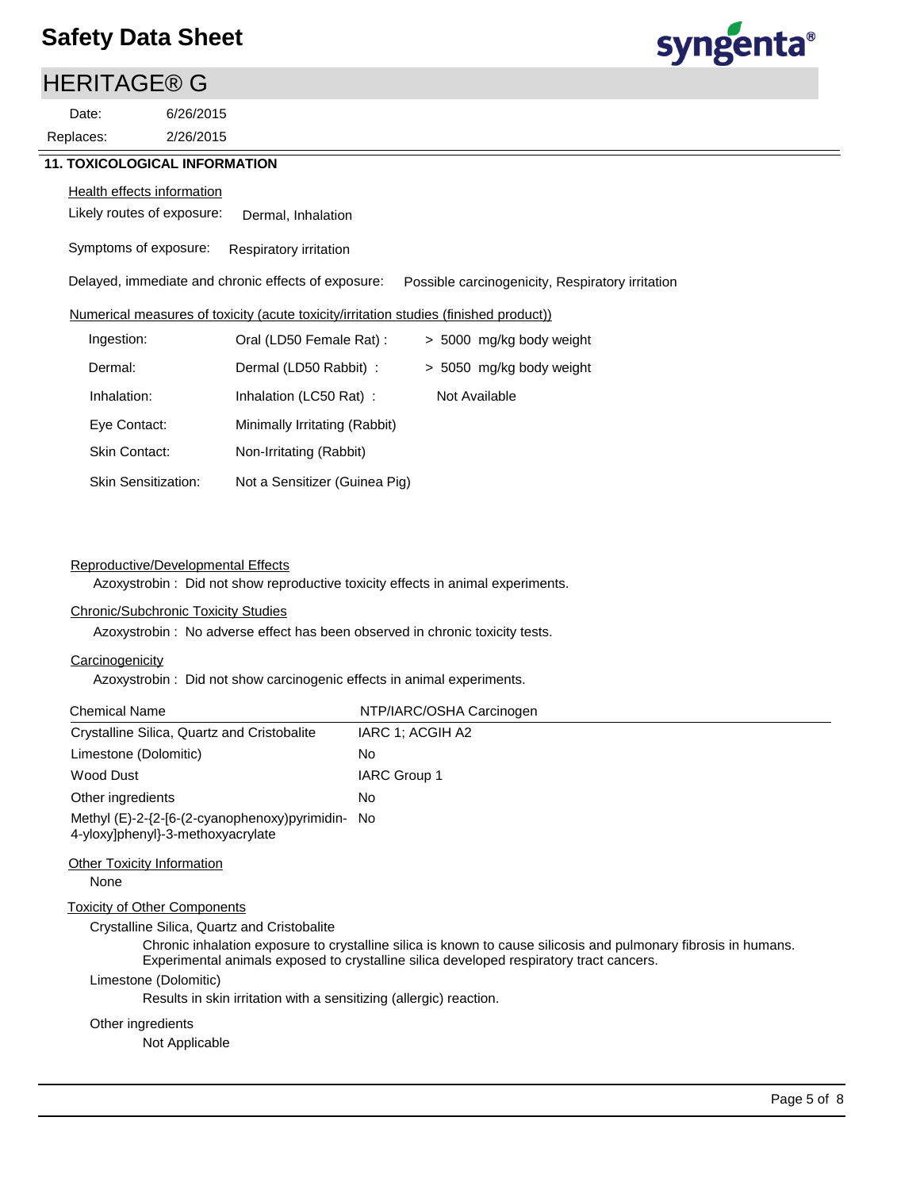# Safety Data Sheet

## HERITAGE® G

Date: 6/26/2015

Replaces: 2/26/2015

### 11. TOXICOLOGICAL INFORMATION

Health effects information

Likely routes of exposure: Dermal, Inhalation

Symptoms of exposure: Respiratory irritation

Delayed, immediate and chronic effects of exposure: Possible carcinogenicity, Respiratory irritation

Numerical measures of toxicity (acute toxicity/irritation studies (finished product))

| | | |
|---|---|---|
| Ingestion: | Oral (LD50 Female Rat) : | > 5000 mg/kg body weight |
| Dermal: | Dermal (LD50 Rabbit) : | > 5050 mg/kg body weight |
| Inhalation: | Inhalation (LC50 Rat) : | Not Available |
| Eye Contact: | Minimally Irritating (Rabbit) | |
| Skin Contact: | Non-Irritating (Rabbit) | |
| Skin Sensitization: | Not a Sensitizer (Guinea Pig) | |

Reproductive/Developmental Effects

Azoxystrobin : Did not show reproductive toxicity effects in animal experiments.

Chronic/Subchronic Toxicity Studies

Azoxystrobin : No adverse effect has been observed in chronic toxicity tests.

Carcinogenicity

Azoxystrobin : Did not show carcinogenic effects in animal experiments.

| Chemical Name | NTP/IARC/OSHA Carcinogen |
|---|---|
| Crystalline Silica, Quartz and Cristobalite | IARC 1; ACGIH A2 |
| Limestone (Dolomitic) | No |
| Wood Dust | IARC Group 1 |
| Other ingredients | No |
| Methyl (E)-2-{2-[6-(2-cyanophenoxy)pyrimidin-4-yloxy]phenyl}-3-methoxyacrylate | No |

Other Toxicity Information

None

Toxicity of Other Components

Crystalline Silica, Quartz and Cristobalite

Chronic inhalation exposure to crystalline silica is known to cause silicosis and pulmonary fibrosis in humans. Experimental animals exposed to crystalline silica developed respiratory tract cancers.

Limestone (Dolomitic)

Results in skin irritation with a sensitizing (allergic) reaction.

Other ingredients

Not Applicable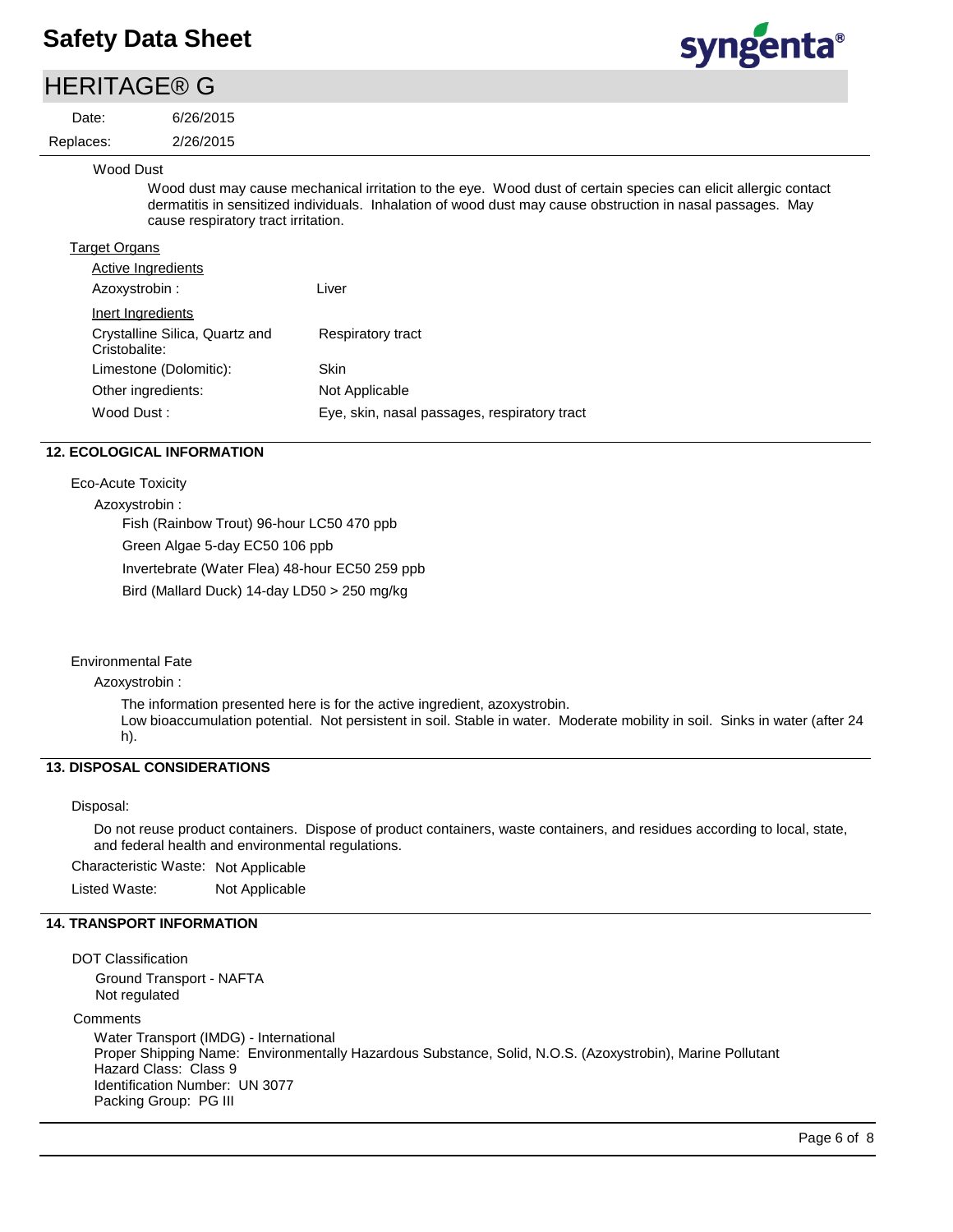Wood Dust

Wood dust may cause mechanical irritation to the eye. Wood dust of certain species can elicit allergic contact dermatitis in sensitized individuals. Inhalation of wood dust may cause obstruction in nasal passages. May cause respiratory tract irritation.

Target Organs

Active Ingredients

| | |
|---|---|
| Azoxystrobin : | Liver |

Inert Ingredients

| | |
|---|---|
| Crystalline Silica, Quartz and Cristobalite: | Respiratory tract |
| Limestone (Dolomitic): | Skin |
| Other ingredients: | Not Applicable |
| Wood Dust : | Eye, skin, nasal passages, respiratory tract |

## 12. ECOLOGICAL INFORMATION

Eco-Acute Toxicity

Azoxystrobin :

Fish (Rainbow Trout) 96-hour LC50 470 ppb

Green Algae 5-day EC50 106 ppb

Invertebrate (Water Flea) 48-hour EC50 259 ppb

Bird (Mallard Duck) 14-day LD50 > 250 mg/kg

Environmental Fate

Azoxystrobin :

The information presented here is for the active ingredient, azoxystrobin.
Low bioaccumulation potential. Not persistent in soil. Stable in water. Moderate mobility in soil. Sinks in water (after 24 h).

## 13. DISPOSAL CONSIDERATIONS

Disposal:

Do not reuse product containers. Dispose of product containers, waste containers, and residues according to local, state, and federal health and environmental regulations.

Characteristic Waste: Not Applicable

Listed Waste: Not Applicable

## 14. TRANSPORT INFORMATION

DOT Classification

Ground Transport - NAFTA
Not regulated

Comments

Water Transport (IMDG) - International
Proper Shipping Name: Environmentally Hazardous Substance, Solid, N.O.S. (Azoxystrobin), Marine Pollutant
Hazard Class: Class 9
Identification Number: UN 3077
Packing Group: PG III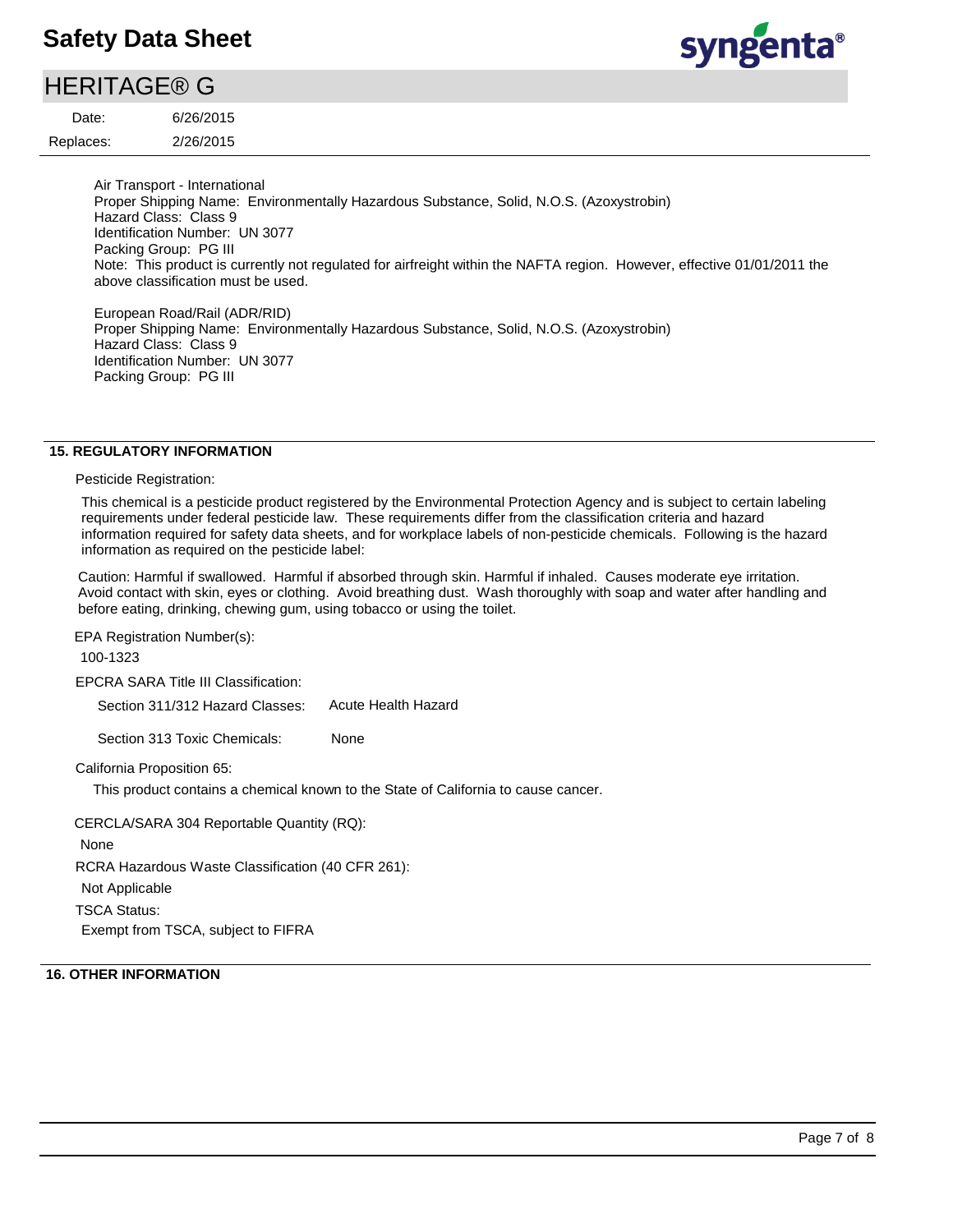Air Transport - International
Proper Shipping Name: Environmentally Hazardous Substance, Solid, N.O.S. (Azoxystrobin)
Hazard Class: Class 9
Identification Number: UN 3077
Packing Group: PG III
Note: This product is currently not regulated for airfreight within the NAFTA region. However, effective 01/01/2011 the above classification must be used.

European Road/Rail (ADR/RID)
Proper Shipping Name: Environmentally Hazardous Substance, Solid, N.O.S. (Azoxystrobin)
Hazard Class: Class 9
Identification Number: UN 3077
Packing Group: PG III

## 15. REGULATORY INFORMATION

Pesticide Registration:

This chemical is a pesticide product registered by the Environmental Protection Agency and is subject to certain labeling requirements under federal pesticide law. These requirements differ from the classification criteria and hazard information required for safety data sheets, and for workplace labels of non-pesticide chemicals. Following is the hazard information as required on the pesticide label:

Caution: Harmful if swallowed. Harmful if absorbed through skin. Harmful if inhaled. Causes moderate eye irritation. Avoid contact with skin, eyes or clothing. Avoid breathing dust. Wash thoroughly with soap and water after handling and before eating, drinking, chewing gum, using tobacco or using the toilet.

EPA Registration Number(s):

100-1323

EPCRA SARA Title III Classification:

Section 311/312 Hazard Classes: Acute Health Hazard

Section 313 Toxic Chemicals: None

California Proposition 65:

This product contains a chemical known to the State of California to cause cancer.

CERCLA/SARA 304 Reportable Quantity (RQ):

None

RCRA Hazardous Waste Classification (40 CFR 261):

Not Applicable

TSCA Status:

Exempt from TSCA, subject to FIFRA

## 16. OTHER INFORMATION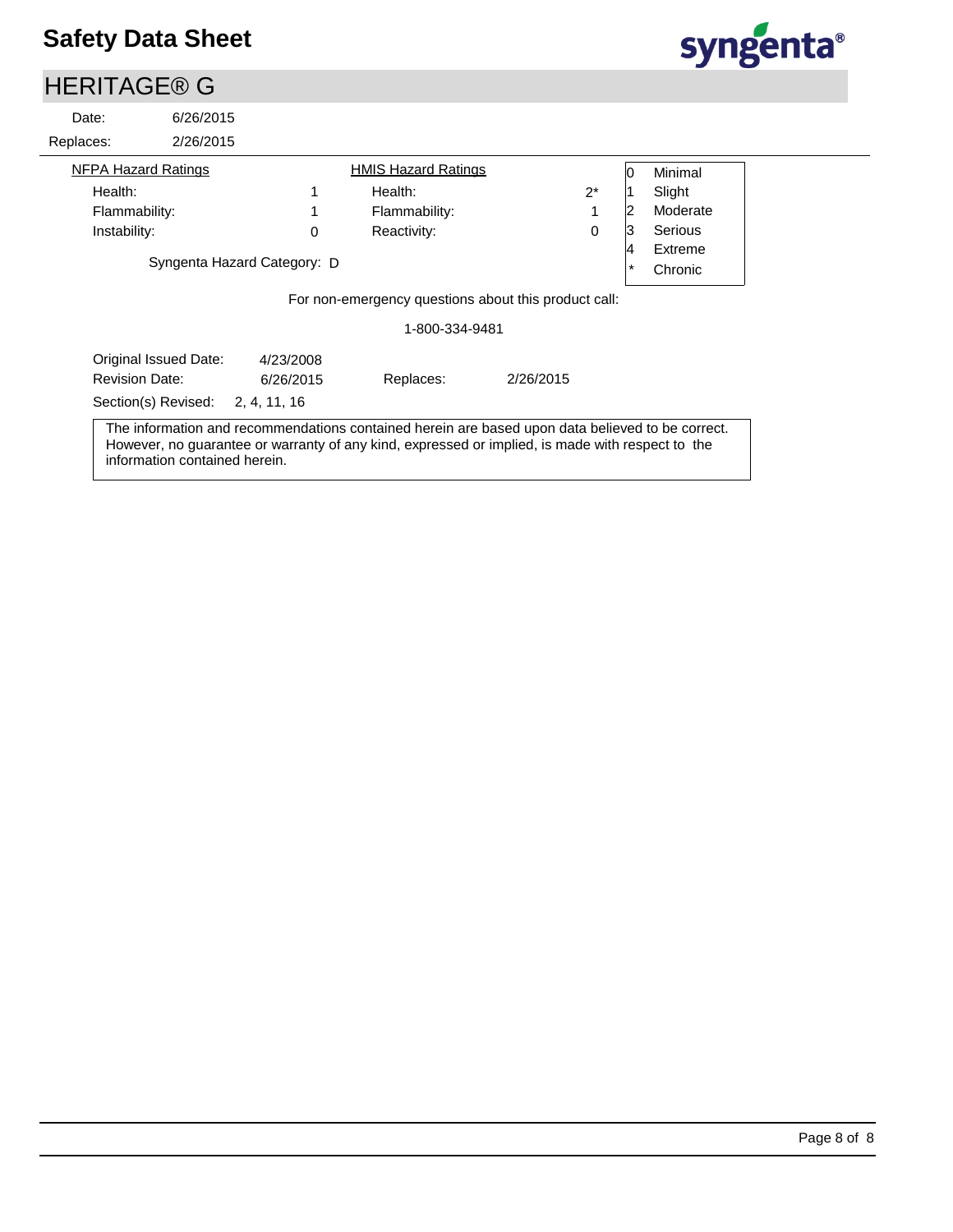Date: 6/26/2015
Replaces: 2/26/2015

| NFPA Hazard Ratings | | HMIS Hazard Ratings | | | |
|---|---|---|---|---|---|
| Health: | 1 | Health: | 2* | 0 | Minimal |
| Flammability: | 1 | Flammability: | 1 | 1 | Slight |
| Instability: | 0 | Reactivity: | 0 | 2 | Moderate |
| | | | | 3 | Serious |
| | | | | 4 | Extreme |
| | | | | * | Chronic |

Syngenta Hazard Category: D

For non-emergency questions about this product call:

1-800-334-9481

Original Issued Date: 4/23/2008
Revision Date: 6/26/2015 Replaces: 2/26/2015
Section(s) Revised: 2, 4, 11, 16

The information and recommendations contained herein are based upon data believed to be correct. However, no guarantee or warranty of any kind, expressed or implied, is made with respect to the information contained herein.